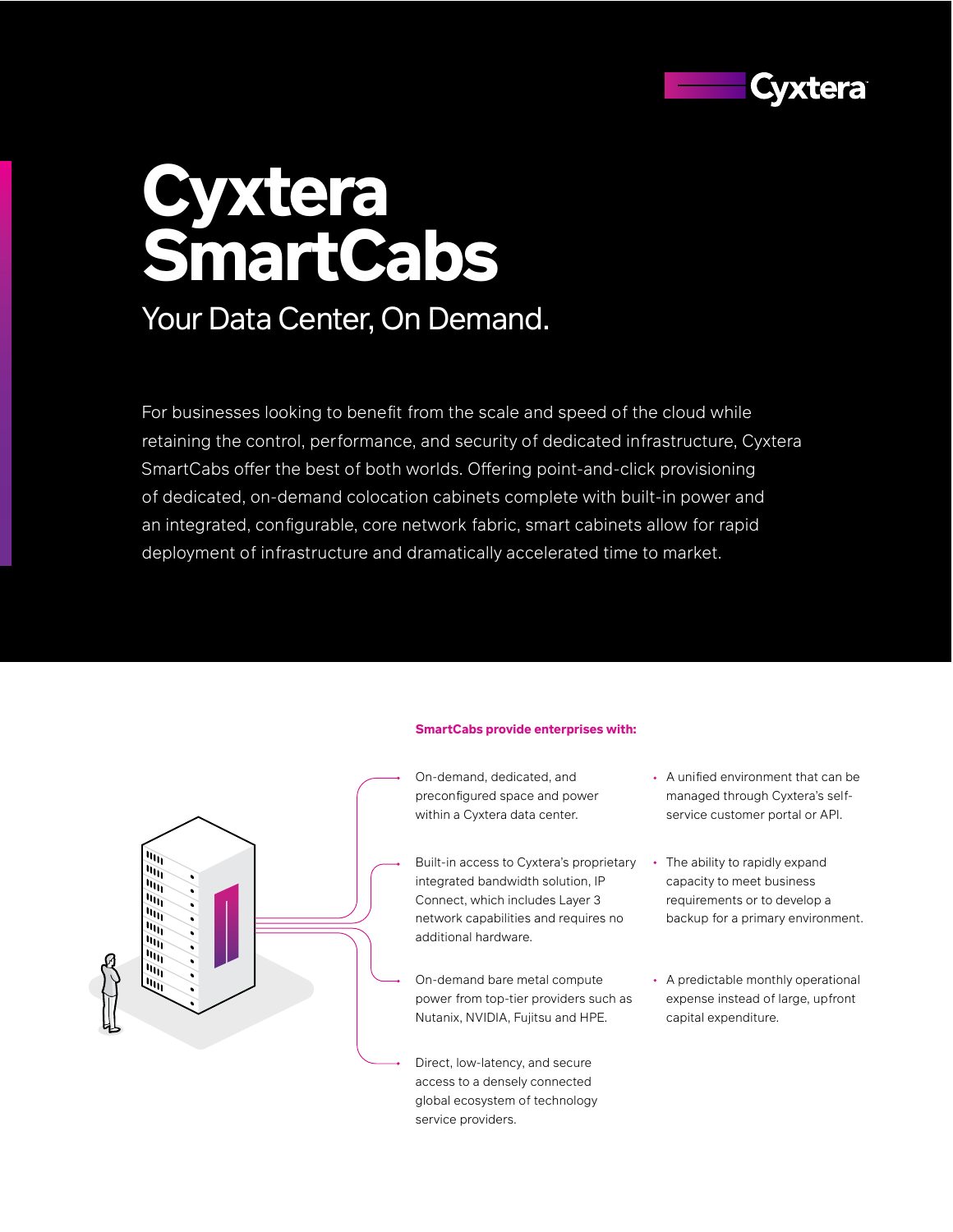# Cyxtera SmartCabs

## Your Data Center, On Demand.

For businesses looking to benefit from the scale and speed of the cloud while retaining the control, performance, and security of dedicated infrastructure, Cyxtera SmartCabs offer the best of both worlds. Offering point-and-click provisioning of dedicated, on-demand colocation cabinets complete with built-in power and an integrated, configurable, core network fabric, smart cabinets allow for rapid deployment of infrastructure and dramatically accelerated time to market.

**SmartCabs provide enterprises with:**

- On-demand, dedicated, and preconfigured space and power within a Cyxtera data center.
- Built-in access to Cyxtera's proprietary integrated bandwidth solution, IP Connect, which includes Layer 3 network capabilities and requires no additional hardware.
- On-demand bare metal compute power from top-tier providers such as Nutanix, NVIDIA, Fujitsu and HPE.
- Direct, low-latency, and secure access to a densely connected global ecosystem of technology service providers.
- A unified environment that can be managed through Cyxtera's self-service customer portal or API.
- The ability to rapidly expand capacity to meet business requirements or to develop a backup for a primary environment.
- A predictable monthly operational expense instead of large, upfront capital expenditure.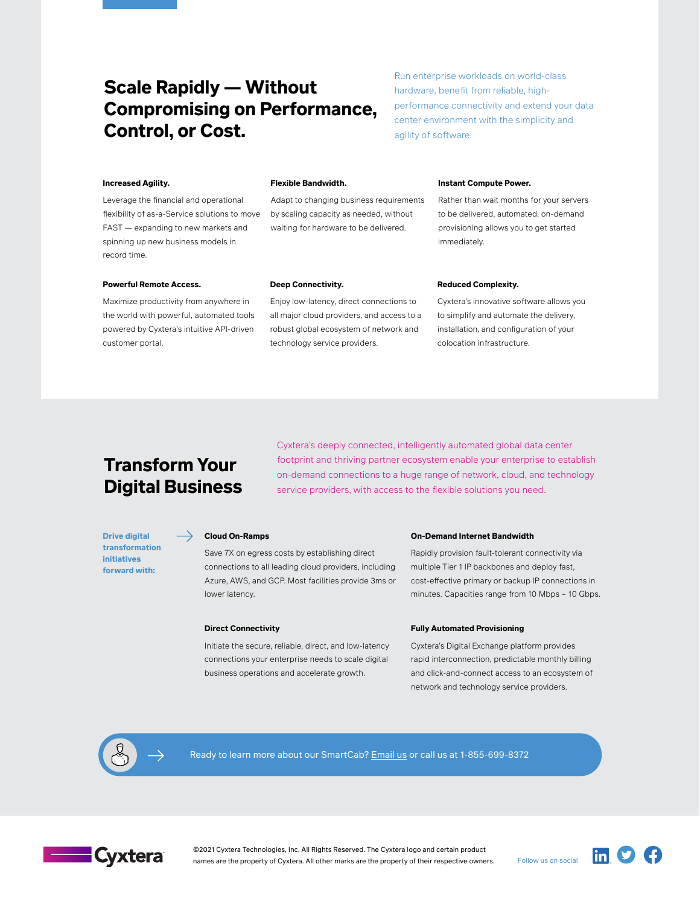## Scale Rapidly — Without Compromising on Performance, Control, or Cost.

Run enterprise workloads on world-class hardware, benefit from reliable, high-performance connectivity and extend your data center environment with the simplicity and agility of software.

**Increased Agility.**

Leverage the financial and operational flexibility of as-a-Service solutions to move FAST — expanding to new markets and spinning up new business models in record time.

**Flexible Bandwidth.**

Adapt to changing business requirements by scaling capacity as needed, without waiting for hardware to be delivered.

**Instant Compute Power.**

Rather than wait months for your servers to be delivered, automated, on-demand provisioning allows you to get started immediately.

**Powerful Remote Access.**

Maximize productivity from anywhere in the world with powerful, automated tools powered by Cyxtera's intuitive API-driven customer portal.

**Deep Connectivity.**

Enjoy low-latency, direct connections to all major cloud providers, and access to a robust global ecosystem of network and technology service providers.

**Reduced Complexity.**

Cyxtera's innovative software allows you to simplify and automate the delivery, installation, and configuration of your colocation infrastructure.

## Transform Your Digital Business

Cyxtera's deeply connected, intelligently automated global data center footprint and thriving partner ecosystem enable your enterprise to establish on-demand connections to a huge range of network, cloud, and technology service providers, with access to the flexible solutions you need.

**Drive digital transformation initiatives forward with:** →

**Cloud On-Ramps**

Save 7X on egress costs by establishing direct connections to all leading cloud providers, including Azure, AWS, and GCP. Most facilities provide 3ms or lower latency.

**On-Demand Internet Bandwidth**

Rapidly provision fault-tolerant connectivity via multiple Tier 1 IP backbones and deploy fast, cost-effective primary or backup IP connections in minutes. Capacities range from 10 Mbps – 10 Gbps.

**Direct Connectivity**

Initiate the secure, reliable, direct, and low-latency connections your enterprise needs to scale digital business operations and accelerate growth.

**Fully Automated Provisioning**

Cyxtera's Digital Exchange platform provides rapid interconnection, predictable monthly billing and click-and-connect access to an ecosystem of network and technology service providers.

→ Ready to learn more about our SmartCab? Email us or call us at 1-855-699-8372

Cyxtera

©2021 Cyxtera Technologies, Inc. All Rights Reserved. The Cyxtera logo and certain product names are the property of Cyxtera. All other marks are the property of their respective owners.

Follow us on social